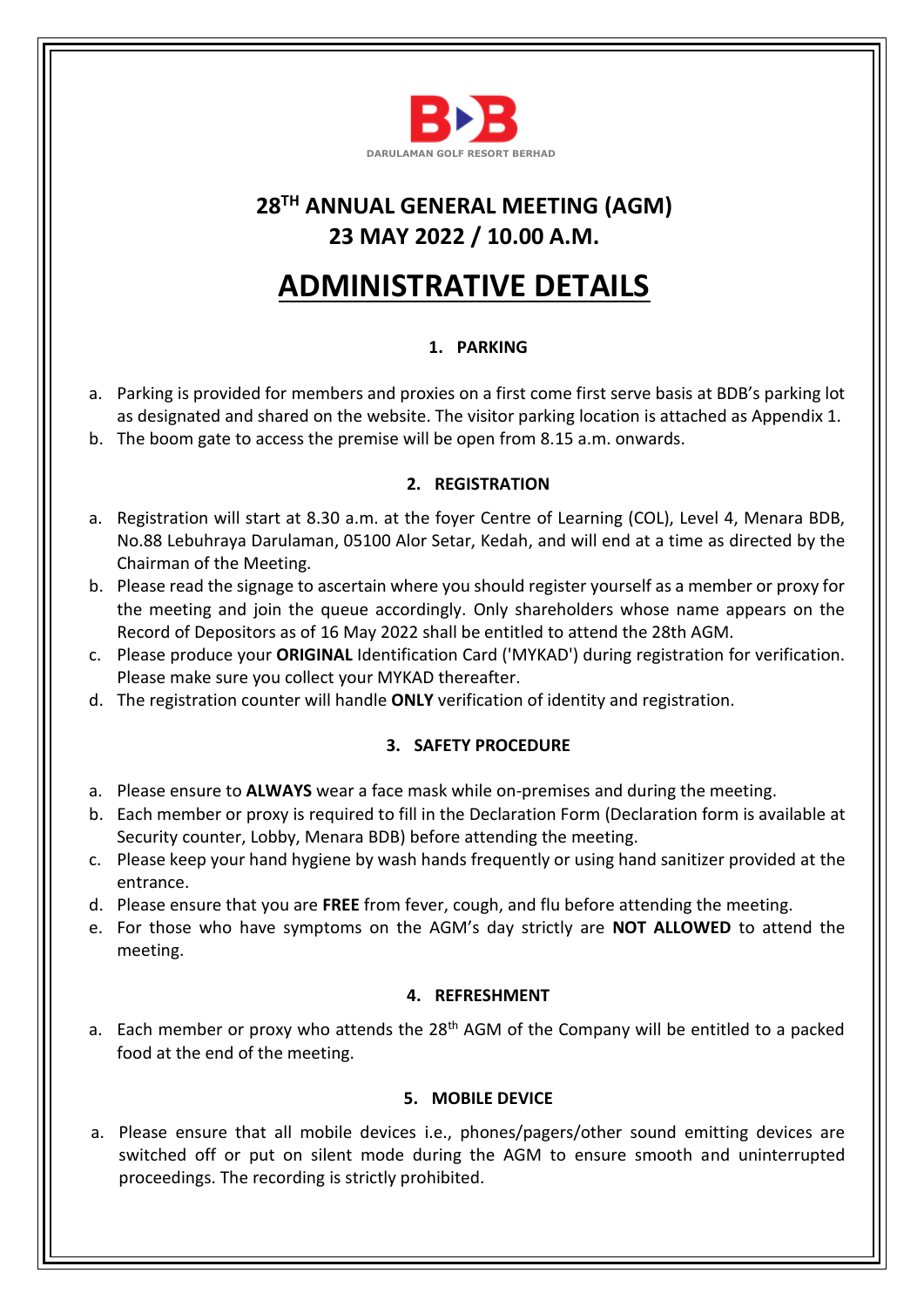BDB

DARULAMAN GOLF RESORT BERHAD

# 28TH ANNUAL GENERAL MEETING (AGM)
# 23 MAY 2022 / 10.00 A.M.

# ADMINISTRATIVE DETAILS

## 1. PARKING

a. Parking is provided for members and proxies on a first come first serve basis at BDB's parking lot as designated and shared on the website. The visitor parking location is attached as Appendix 1.
b. The boom gate to access the premise will be open from 8.15 a.m. onwards.

## 2. REGISTRATION

a. Registration will start at 8.30 a.m. at the foyer Centre of Learning (COL), Level 4, Menara BDB, No.88 Lebuhraya Darulaman, 05100 Alor Setar, Kedah, and will end at a time as directed by the Chairman of the Meeting.
b. Please read the signage to ascertain where you should register yourself as a member or proxy for the meeting and join the queue accordingly. Only shareholders whose name appears on the Record of Depositors as of 16 May 2022 shall be entitled to attend the 28th AGM.
c. Please produce your **ORIGINAL** Identification Card ('MYKAD') during registration for verification. Please make sure you collect your MYKAD thereafter.
d. The registration counter will handle **ONLY** verification of identity and registration.

## 3. SAFETY PROCEDURE

a. Please ensure to **ALWAYS** wear a face mask while on-premises and during the meeting.
b. Each member or proxy is required to fill in the Declaration Form (Declaration form is available at Security counter, Lobby, Menara BDB) before attending the meeting.
c. Please keep your hand hygiene by wash hands frequently or using hand sanitizer provided at the entrance.
d. Please ensure that you are **FREE** from fever, cough, and flu before attending the meeting.
e. For those who have symptoms on the AGM's day strictly are **NOT ALLOWED** to attend the meeting.

## 4. REFRESHMENT

a. Each member or proxy who attends the 28th AGM of the Company will be entitled to a packed food at the end of the meeting.

## 5. MOBILE DEVICE

a. Please ensure that all mobile devices i.e., phones/pagers/other sound emitting devices are switched off or put on silent mode during the AGM to ensure smooth and uninterrupted proceedings. The recording is strictly prohibited.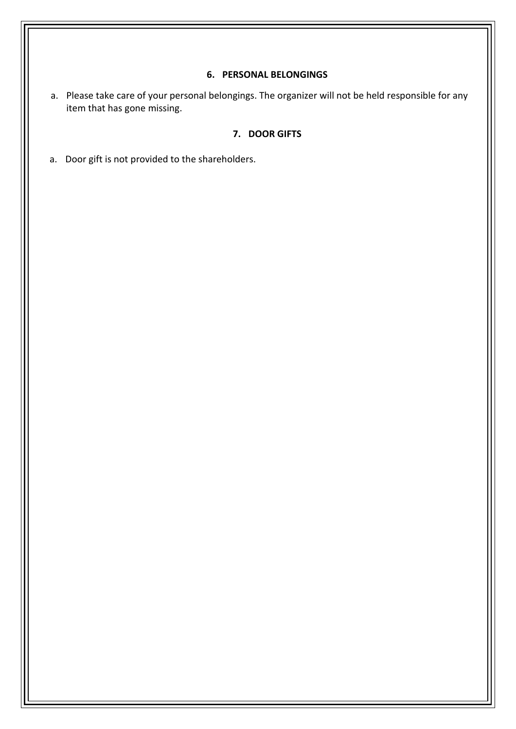## 6. PERSONAL BELONGINGS

a. Please take care of your personal belongings. The organizer will not be held responsible for any item that has gone missing.

## 7. DOOR GIFTS

a. Door gift is not provided to the shareholders.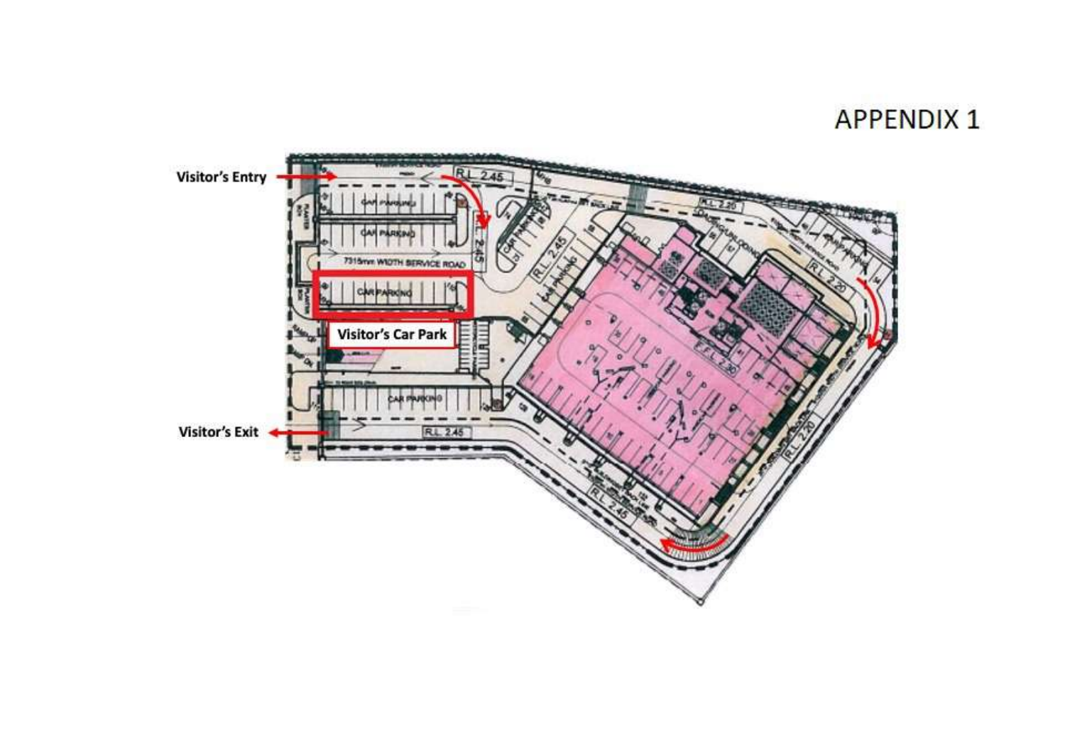# APPENDIX 1

Visitor's Entry

Visitor's Car Park

Visitor's Exit